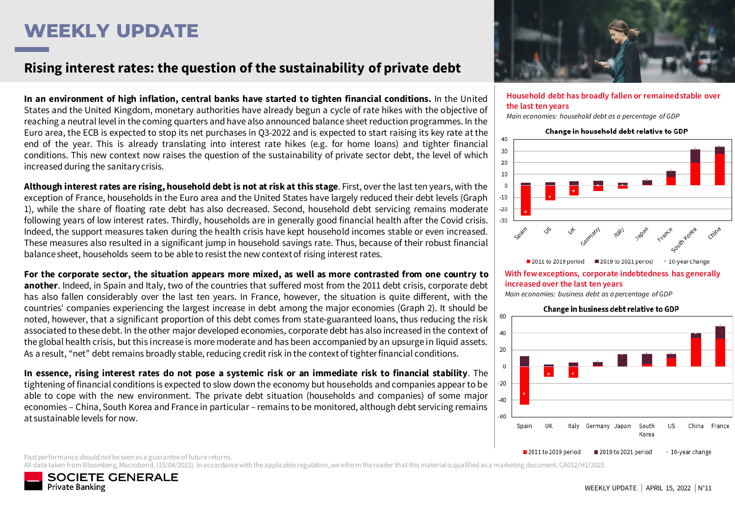# WEEKLY UPDATE

## Rising interest rates: the question of the sustainability of private debt

**In an environment of high inflation, central banks have started to tighten financial conditions.** In the United States and the United Kingdom, monetary authorities have already begun a cycle of rate hikes with the objective of reaching a neutral level in the coming quarters and have also announced balance sheet reduction programmes. In the Euro area, the ECB is expected to stop its net purchases in Q3-2022 and is expected to start raising its key rate at the end of the year. This is already translating into interest rate hikes (e.g. for home loans) and tighter financial conditions. This new context now raises the question of the sustainability of private sector debt, the level of which increased during the sanitary crisis.

**Although interest rates are rising, household debt is not at risk at this stage**. First, over the last ten years, with the exception of France, households in the Euro area and the United States have largely reduced their debt levels (Graph 1), while the share of floating rate debt has also decreased. Second, household debt servicing remains moderate following years of low interest rates. Thirdly, households are in generally good financial health after the Covid crisis. Indeed, the support measures taken during the health crisis have kept household incomes stable or even increased. These measures also resulted in a significant jump in household savings rate. Thus, because of their robust financial balance sheet, households seem to be able to resist the new context of rising interest rates.

**For the corporate sector, the situation appears more mixed, as well as more contrasted from one country to another**. Indeed, in Spain and Italy, two of the countries that suffered most from the 2011 debt crisis, corporate debt has also fallen considerably over the last ten years. In France, however, the situation is quite different, with the countries' companies experiencing the largest increase in debt among the major economies (Graph 2). It should be noted, however, that a significant proportion of this debt comes from state-guaranteed loans, thus reducing the risk associated to these debt. In the other major developed economies, corporate debt has also increased in the context of the global health crisis, but this increase is more moderate and has been accompanied by an upsurge in liquid assets. As a result, "net" debt remains broadly stable, reducing credit risk in the context of tighter financial conditions.

**In essence, rising interest rates do not pose a systemic risk or an immediate risk to financial stability**. The tightening of financial conditions is expected to slow down the economy but households and companies appear to be able to cope with the new environment. The private debt situation (households and companies) of some major economies – China, South Korea and France in particular – remains to be monitored, although debt servicing remains at sustainable levels for now.

**Household debt has broadly fallen or remained stable over the last ten years**

*Main economies: household debt as a percentage of GDP*

Change in household debt relative to GDP

(Chart: Spain, US, UK, Germany, Italy, Japan, France, South Korea, China — 2011 to 2019 period; 2019 to 2021 period; 10-year change)

**With few exceptions, corporate indebtedness has generally increased over the last ten years**

*Main economies: business debt as a percentage of GDP*

Change in business debt relative to GDP

(Chart: Spain, UK, Italy, Germany, Japan, South Korea, US, China, France — 2011 to 2019 period; 2019 to 2021 period; 10-year change)

Past performance should not be seen as a guarantee of future returns.

All data taken from Bloomberg, Macrobond, (15/04/2022). In accordance with the applicable regulation, we inform the reader that this material is qualified as a marketing document. CA012/H1/2021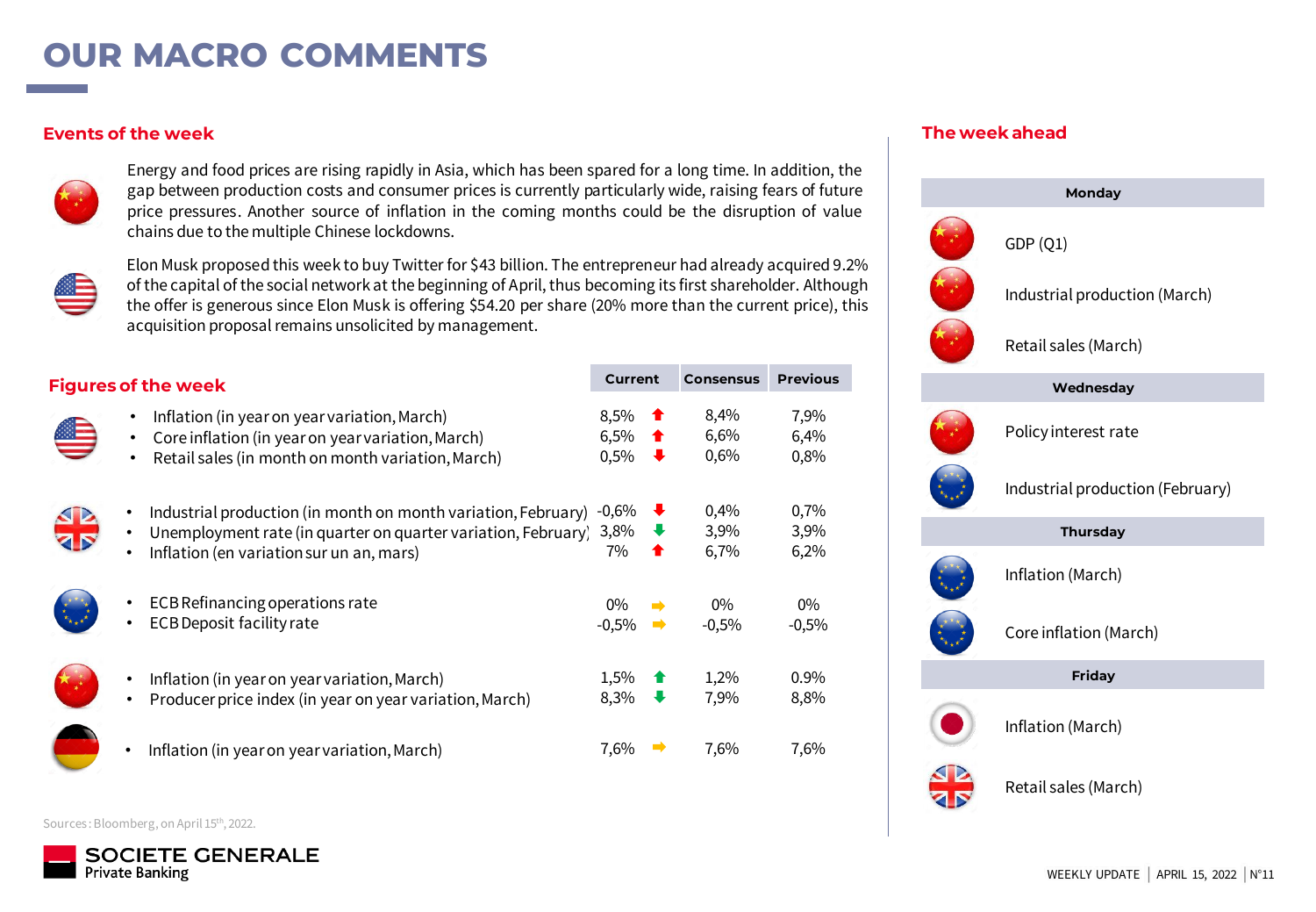# OUR MACRO COMMENTS

## Events of the week

Energy and food prices are rising rapidly in Asia, which has been spared for a long time. In addition, the gap between production costs and consumer prices is currently particularly wide, raising fears of future price pressures. Another source of inflation in the coming months could be the disruption of value chains due to the multiple Chinese lockdowns.

Elon Musk proposed this week to buy Twitter for $43 billion. The entrepreneur had already acquired 9.2% of the capital of the social network at the beginning of April, thus becoming its first shareholder. Although the offer is generous since Elon Musk is offering $54.20 per share (20% more than the current price), this acquisition proposal remains unsolicited by management.

## Figures of the week

| | Current | | Consensus | Previous |
|---|---|---|---|---|
| **United States** | | | | |
| Inflation (in year on year variation, March) | 8,5% | ↑ | 8,4% | 7,9% |
| Core inflation (in year on year variation, March) | 6,5% | ↑ | 6,6% | 6,4% |
| Retail sales (in month on month variation, March) | 0,5% | ↓ | 0,6% | 0,8% |
| **United Kingdom** | | | | |
| Industrial production (in month on month variation, February) | -0,6% | ↓ | 0,4% | 0,7% |
| Unemployment rate (in quarter on quarter variation, February) | 3,8% | ↓ | 3,9% | 3,9% |
| Inflation (en variation sur un an, mars) | 7% | ↑ | 6,7% | 6,2% |
| **Eurozone** | | | | |
| ECB Refinancing operations rate | 0% | → | 0% | 0% |
| ECB Deposit facility rate | -0,5% | → | -0,5% | -0,5% |
| **China** | | | | |
| Inflation (in year on year variation, March) | 1,5% | ↑ | 1,2% | 0.9% |
| Producer price index (in year on year variation, March) | 8,3% | ↓ | 7,9% | 8,8% |
| **Germany** | | | | |
| Inflation (in year on year variation, March) | 7,6% | → | 7,6% | 7,6% |

Sources: Bloomberg, on April 15th, 2022.

## The week ahead

| | |
|---|---|
| **Monday** | |
| China | GDP (Q1) |
| China | Industrial production (March) |
| China | Retail sales (March) |
| **Wednesday** | |
| China | Policy interest rate |
| Eurozone | Industrial production (February) |
| **Thursday** | |
| Eurozone | Inflation (March) |
| Eurozone | Core inflation (March) |
| **Friday** | |
| Japan | Inflation (March) |
| United Kingdom | Retail sales (March) |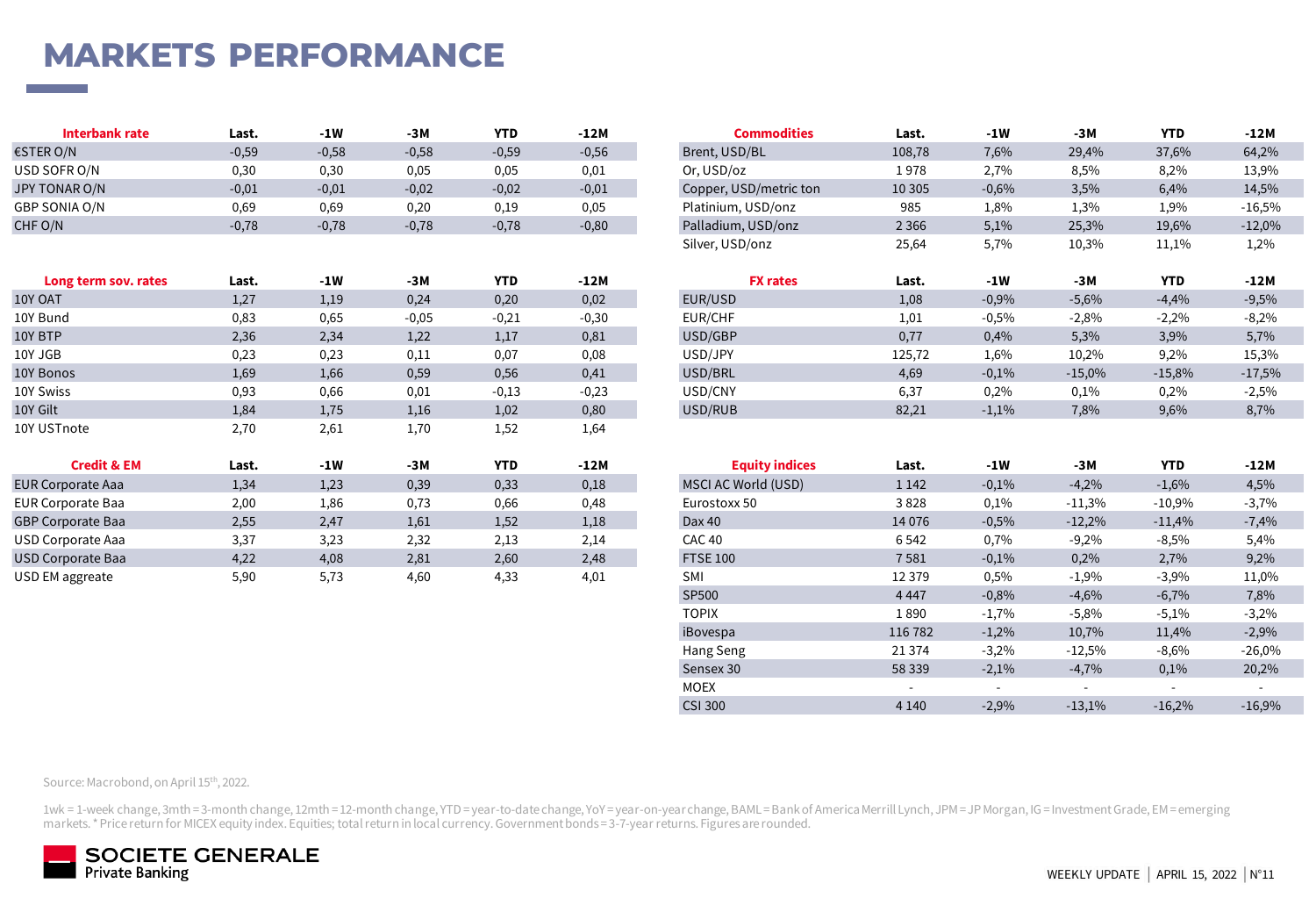# MARKETS PERFORMANCE

| Interbank rate | Last. | -1W | -3M | YTD | -12M |
|---|---|---|---|---|---|
| €STER O/N | -0,59 | -0,58 | -0,58 | -0,59 | -0,56 |
| USD SOFR O/N | 0,30 | 0,30 | 0,05 | 0,05 | 0,01 |
| JPY TONAR O/N | -0,01 | -0,01 | -0,02 | -0,02 | -0,01 |
| GBP SONIA O/N | 0,69 | 0,69 | 0,20 | 0,19 | 0,05 |
| CHF O/N | -0,78 | -0,78 | -0,78 | -0,78 | -0,80 |

| Long term sov. rates | Last. | -1W | -3M | YTD | -12M |
|---|---|---|---|---|---|
| 10Y OAT | 1,27 | 1,19 | 0,24 | 0,20 | 0,02 |
| 10Y Bund | 0,83 | 0,65 | -0,05 | -0,21 | -0,30 |
| 10Y BTP | 2,36 | 2,34 | 1,22 | 1,17 | 0,81 |
| 10Y JGB | 0,23 | 0,23 | 0,11 | 0,07 | 0,08 |
| 10Y Bonos | 1,69 | 1,66 | 0,59 | 0,56 | 0,41 |
| 10Y Swiss | 0,93 | 0,66 | 0,01 | -0,13 | -0,23 |
| 10Y Gilt | 1,84 | 1,75 | 1,16 | 1,02 | 0,80 |
| 10Y USTnote | 2,70 | 2,61 | 1,70 | 1,52 | 1,64 |

| Credit & EM | Last. | -1W | -3M | YTD | -12M |
|---|---|---|---|---|---|
| EUR Corporate Aaa | 1,34 | 1,23 | 0,39 | 0,33 | 0,18 |
| EUR Corporate Baa | 2,00 | 1,86 | 0,73 | 0,66 | 0,48 |
| GBP Corporate Baa | 2,55 | 2,47 | 1,61 | 1,52 | 1,18 |
| USD Corporate Aaa | 3,37 | 3,23 | 2,32 | 2,13 | 2,14 |
| USD Corporate Baa | 4,22 | 4,08 | 2,81 | 2,60 | 2,48 |
| USD EM aggreate | 5,90 | 5,73 | 4,60 | 4,33 | 4,01 |

| Commodities | Last. | -1W | -3M | YTD | -12M |
|---|---|---|---|---|---|
| Brent, USD/BL | 108,78 | 7,6% | 29,4% | 37,6% | 64,2% |
| Or, USD/oz | 1 978 | 2,7% | 8,5% | 8,2% | 13,9% |
| Copper, USD/metric ton | 10 305 | -0,6% | 3,5% | 6,4% | 14,5% |
| Platinium, USD/onz | 985 | 1,8% | 1,3% | 1,9% | -16,5% |
| Palladium, USD/onz | 2 366 | 5,1% | 25,3% | 19,6% | -12,0% |
| Silver, USD/onz | 25,64 | 5,7% | 10,3% | 11,1% | 1,2% |

| FX rates | Last. | -1W | -3M | YTD | -12M |
|---|---|---|---|---|---|
| EUR/USD | 1,08 | -0,9% | -5,6% | -4,4% | -9,5% |
| EUR/CHF | 1,01 | -0,5% | -2,8% | -2,2% | -8,2% |
| USD/GBP | 0,77 | 0,4% | 5,3% | 3,9% | 5,7% |
| USD/JPY | 125,72 | 1,6% | 10,2% | 9,2% | 15,3% |
| USD/BRL | 4,69 | -0,1% | -15,0% | -15,8% | -17,5% |
| USD/CNY | 6,37 | 0,2% | 0,1% | 0,2% | -2,5% |
| USD/RUB | 82,21 | -1,1% | 7,8% | 9,6% | 8,7% |

| Equity indices | Last. | -1W | -3M | YTD | -12M |
|---|---|---|---|---|---|
| MSCI AC World (USD) | 1 142 | -0,1% | -4,2% | -1,6% | 4,5% |
| Eurostoxx 50 | 3 828 | 0,1% | -11,3% | -10,9% | -3,7% |
| Dax 40 | 14 076 | -0,5% | -12,2% | -11,4% | -7,4% |
| CAC 40 | 6 542 | 0,7% | -9,2% | -8,5% | 5,4% |
| FTSE 100 | 7 581 | -0,1% | 0,2% | 2,7% | 9,2% |
| SMI | 12 379 | 0,5% | -1,9% | -3,9% | 11,0% |
| SP500 | 4 447 | -0,8% | -4,6% | -6,7% | 7,8% |
| TOPIX | 1 890 | -1,7% | -5,8% | -5,1% | -3,2% |
| iBovespa | 116 782 | -1,2% | 10,7% | 11,4% | -2,9% |
| Hang Seng | 21 374 | -3,2% | -12,5% | -8,6% | -26,0% |
| Sensex 30 | 58 339 | -2,1% | -4,7% | 0,1% | 20,2% |
| MOEX | - | - | - | - | - |
| CSI 300 | 4 140 | -2,9% | -13,1% | -16,2% | -16,9% |

Source: Macrobond, on April 15th, 2022.

1wk = 1-week change, 3mth = 3-month change, 12mth = 12-month change, YTD = year-to-date change, YoY = year-on-year change, BAML = Bank of America Merrill Lynch, JPM = JP Morgan, IG = Investment Grade, EM = emerging markets. * Price return for MICEX equity index. Equities; total return in local currency. Government bonds = 3-7-year returns. Figures are rounded.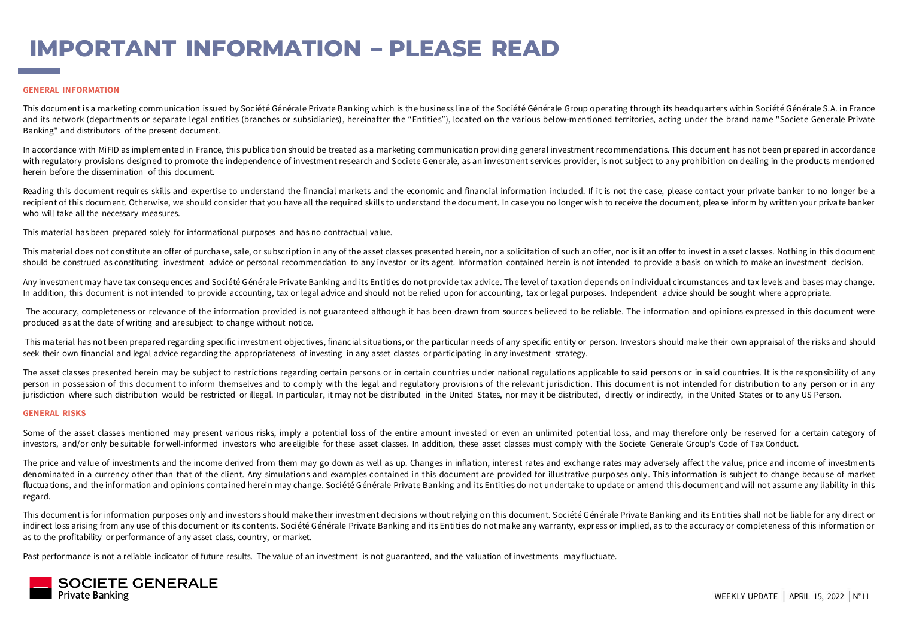# IMPORTANT INFORMATION – PLEASE READ

## GENERAL INFORMATION

This document is a marketing communication issued by Société Générale Private Banking which is the business line of the Société Générale Group operating through its headquarters within Société Générale S.A. in France and its network (departments or separate legal entities (branches or subsidiaries), hereinafter the "Entities"), located on the various below-mentioned territories, acting under the brand name "Societe Generale Private Banking" and distributors of the present document.

In accordance with MiFID as implemented in France, this publication should be treated as a marketing communication providing general investment recommendations. This document has not been prepared in accordance with regulatory provisions designed to promote the independence of investment research and Societe Generale, as an investment services provider, is not subject to any prohibition on dealing in the products mentioned herein before the dissemination of this document.

Reading this document requires skills and expertise to understand the financial markets and the economic and financial information included. If it is not the case, please contact your private banker to no longer be a recipient of this document. Otherwise, we should consider that you have all the required skills to understand the document. In case you no longer wish to receive the document, please inform by written your private banker who will take all the necessary measures.

This material has been prepared solely for informational purposes and has no contractual value.

This material does not constitute an offer of purchase, sale, or subscription in any of the asset classes presented herein, nor a solicitation of such an offer, nor is it an offer to invest in asset classes. Nothing in this document should be construed as constituting investment advice or personal recommendation to any investor or its agent. Information contained herein is not intended to provide a basis on which to make an investment decision.

Any investment may have tax consequences and Société Générale Private Banking and its Entities do not provide tax advice. The level of taxation depends on individual circumstances and tax levels and bases may change. In addition, this document is not intended to provide accounting, tax or legal advice and should not be relied upon for accounting, tax or legal purposes. Independent advice should be sought where appropriate.

The accuracy, completeness or relevance of the information provided is not guaranteed although it has been drawn from sources believed to be reliable. The information and opinions expressed in this document were produced as at the date of writing and are subject to change without notice.

This material has not been prepared regarding specific investment objectives, financial situations, or the particular needs of any specific entity or person. Investors should make their own appraisal of the risks and should seek their own financial and legal advice regarding the appropriateness of investing in any asset classes or participating in any investment strategy.

The asset classes presented herein may be subject to restrictions regarding certain persons or in certain countries under national regulations applicable to said persons or in said countries. It is the responsibility of any person in possession of this document to inform themselves and to comply with the legal and regulatory provisions of the relevant jurisdiction. This document is not intended for distribution to any person or in any jurisdiction where such distribution would be restricted or illegal. In particular, it may not be distributed in the United States, nor may it be distributed, directly or indirectly, in the United States or to any US Person.

## GENERAL RISKS

Some of the asset classes mentioned may present various risks, imply a potential loss of the entire amount invested or even an unlimited potential loss, and may therefore only be reserved for a certain category of investors, and/or only be suitable for well-informed investors who are eligible for these asset classes. In addition, these asset classes must comply with the Societe Generale Group's Code of Tax Conduct.

The price and value of investments and the income derived from them may go down as well as up. Changes in inflation, interest rates and exchange rates may adversely affect the value, price and income of investments denominated in a currency other than that of the client. Any simulations and examples contained in this document are provided for illustrative purposes only. This information is subject to change because of market fluctuations, and the information and opinions contained herein may change. Société Générale Private Banking and its Entities do not undertake to update or amend this document and will not assume any liability in this regard.

This document is for information purposes only and investors should make their investment decisions without relying on this document. Société Générale Private Banking and its Entities shall not be liable for any direct or indirect loss arising from any use of this document or its contents. Société Générale Private Banking and its Entities do not make any warranty, express or implied, as to the accuracy or completeness of this information or as to the profitability or performance of any asset class, country, or market.

Past performance is not a reliable indicator of future results. The value of an investment is not guaranteed, and the valuation of investments may fluctuate.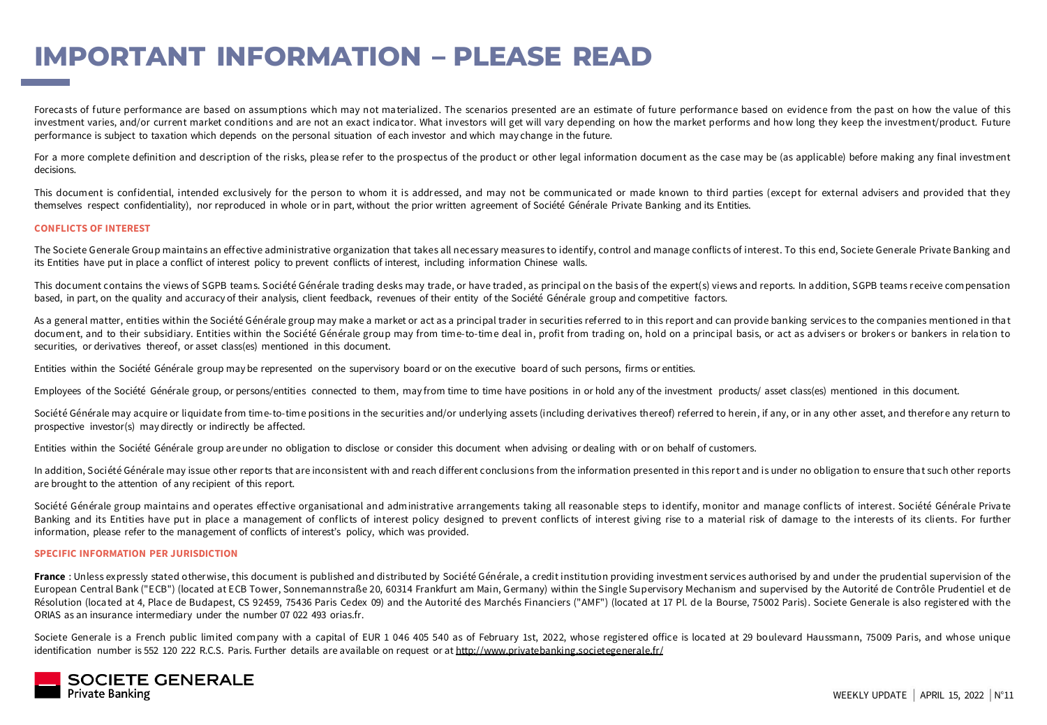# IMPORTANT INFORMATION – PLEASE READ

Forecasts of future performance are based on assumptions which may not materialized. The scenarios presented are an estimate of future performance based on evidence from the past on how the value of this investment varies, and/or current market conditions and are not an exact indicator. What investors will get will vary depending on how the market performs and how long they keep the investment/product. Future performance is subject to taxation which depends on the personal situation of each investor and which may change in the future.

For a more complete definition and description of the risks, please refer to the prospectus of the product or other legal information document as the case may be (as applicable) before making any final investment decisions.

This document is confidential, intended exclusively for the person to whom it is addressed, and may not be communicated or made known to third parties (except for external advisers and provided that they themselves respect confidentiality), nor reproduced in whole or in part, without the prior written agreement of Société Générale Private Banking and its Entities.

### CONFLICTS OF INTEREST

The Societe Generale Group maintains an effective administrative organization that takes all necessary measures to identify, control and manage conflicts of interest. To this end, Societe Generale Private Banking and its Entities have put in place a conflict of interest policy to prevent conflicts of interest, including information Chinese walls.

This document contains the views of SGPB teams. Société Générale trading desks may trade, or have traded, as principal on the basis of the expert(s) views and reports. In addition, SGPB teams receive compensation based, in part, on the quality and accuracy of their analysis, client feedback, revenues of their entity of the Société Générale group and competitive factors.

As a general matter, entities within the Société Générale group may make a market or act as a principal trader in securities referred to in this report and can provide banking services to the companies mentioned in that document, and to their subsidiary. Entities within the Société Générale group may from time-to-time deal in, profit from trading on, hold on a principal basis, or act as advisers or brokers or bankers in relation to securities, or derivatives thereof, or asset class(es) mentioned in this document.

Entities within the Société Générale group may be represented on the supervisory board or on the executive board of such persons, firms or entities.

Employees of the Société Générale group, or persons/entities connected to them, may from time to time have positions in or hold any of the investment products/ asset class(es) mentioned in this document.

Société Générale may acquire or liquidate from time-to-time positions in the securities and/or underlying assets (including derivatives thereof) referred to herein, if any, or in any other asset, and therefore any return to prospective investor(s) may directly or indirectly be affected.

Entities within the Société Générale group are under no obligation to disclose or consider this document when advising or dealing with or on behalf of customers.

In addition, Société Générale may issue other reports that are inconsistent with and reach different conclusions from the information presented in this report and is under no obligation to ensure that such other reports are brought to the attention of any recipient of this report.

Société Générale group maintains and operates effective organisational and administrative arrangements taking all reasonable steps to identify, monitor and manage conflicts of interest. Société Générale Private Banking and its Entities have put in place a management of conflicts of interest policy designed to prevent conflicts of interest giving rise to a material risk of damage to the interests of its clients. For further information, please refer to the management of conflicts of interest's policy, which was provided.

### SPECIFIC INFORMATION PER JURISDICTION

**France** : Unless expressly stated otherwise, this document is published and distributed by Société Générale, a credit institution providing investment services authorised by and under the prudential supervision of the European Central Bank ("ECB") (located at ECB Tower, Sonnemannstraße 20, 60314 Frankfurt am Main, Germany) within the Single Supervisory Mechanism and supervised by the Autorité de Contrôle Prudentiel et de Résolution (located at 4, Place de Budapest, CS 92459, 75436 Paris Cedex 09) and the Autorité des Marchés Financiers ("AMF") (located at 17 Pl. de la Bourse, 75002 Paris). Societe Generale is also registered with the ORIAS as an insurance intermediary under the number 07 022 493 orias.fr.

Societe Generale is a French public limited company with a capital of EUR 1 046 405 540 as of February 1st, 2022, whose registered office is located at 29 boulevard Haussmann, 75009 Paris, and whose unique identification number is 552 120 222 R.C.S. Paris. Further details are available on request or at http://www.privatebanking.societegenerale.fr/

SOCIETE GENERALE Private Banking

WEEKLY UPDATE | APRIL 15, 2022 | N°11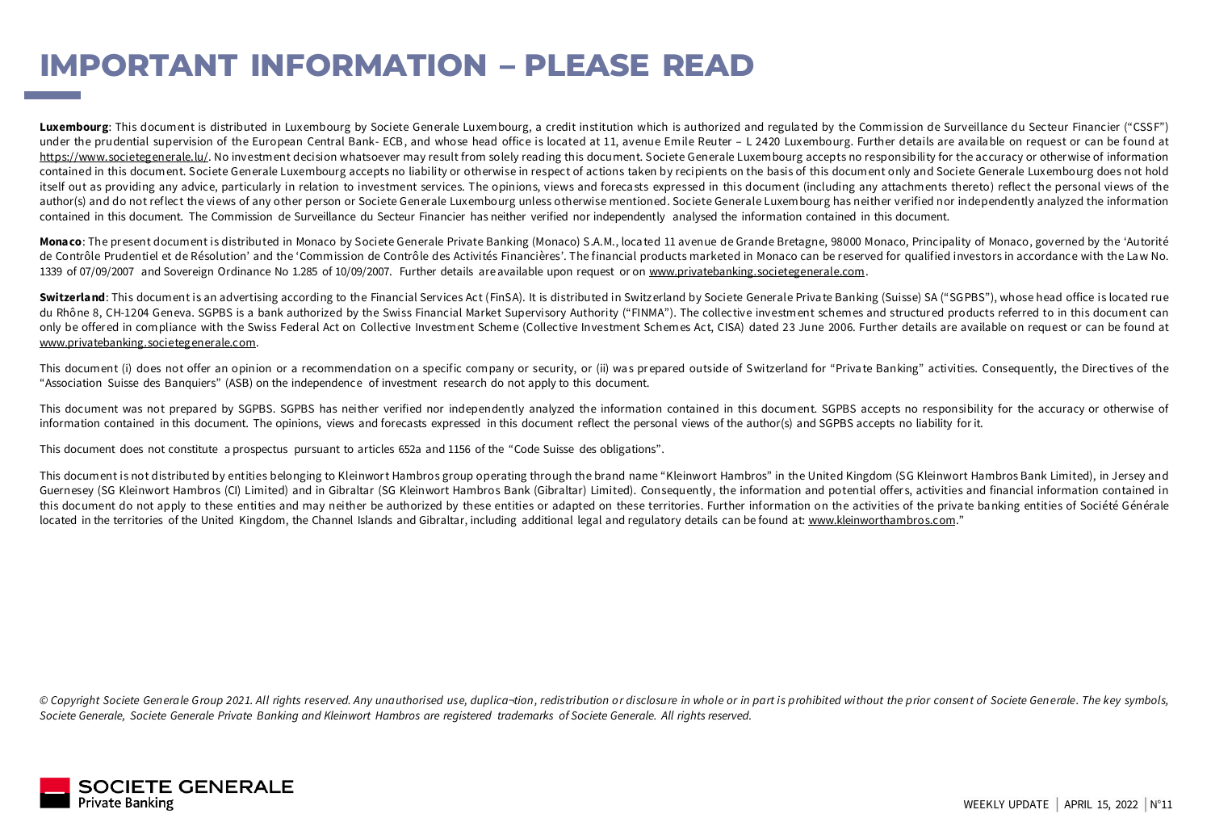# IMPORTANT INFORMATION – PLEASE READ

**Luxembourg**: This document is distributed in Luxembourg by Societe Generale Luxembourg, a credit institution which is authorized and regulated by the Commission de Surveillance du Secteur Financier ("CSSF") under the prudential supervision of the European Central Bank- ECB, and whose head office is located at 11, avenue Emile Reuter – L 2420 Luxembourg. Further details are available on request or can be found at https://www.societegenerale.lu/. No investment decision whatsoever may result from solely reading this document. Societe Generale Luxembourg accepts no responsibility for the accuracy or otherwise of information contained in this document. Societe Generale Luxembourg accepts no liability or otherwise in respect of actions taken by recipients on the basis of this document only and Societe Generale Luxembourg does not hold itself out as providing any advice, particularly in relation to investment services. The opinions, views and forecasts expressed in this document (including any attachments thereto) reflect the personal views of the author(s) and do not reflect the views of any other person or Societe Generale Luxembourg unless otherwise mentioned. Societe Generale Luxembourg has neither verified nor independently analyzed the information contained in this document. The Commission de Surveillance du Secteur Financier has neither verified nor independently analysed the information contained in this document.

**Monaco**: The present document is distributed in Monaco by Societe Generale Private Banking (Monaco) S.A.M., located 11 avenue de Grande Bretagne, 98000 Monaco, Principality of Monaco, governed by the 'Autorité de Contrôle Prudentiel et de Résolution' and the 'Commission de Contrôle des Activités Financières'. The financial products marketed in Monaco can be reserved for qualified investors in accordance with the Law No. 1339 of 07/09/2007 and Sovereign Ordinance No 1.285 of 10/09/2007. Further details are available upon request or on www.privatebanking.societegenerale.com.

**Switzerland**: This document is an advertising according to the Financial Services Act (FinSA). It is distributed in Switzerland by Societe Generale Private Banking (Suisse) SA ("SGPBS"), whose head office is located rue du Rhône 8, CH-1204 Geneva. SGPBS is a bank authorized by the Swiss Financial Market Supervisory Authority ("FINMA"). The collective investment schemes and structured products referred to in this document can only be offered in compliance with the Swiss Federal Act on Collective Investment Scheme (Collective Investment Schemes Act, CISA) dated 23 June 2006. Further details are available on request or can be found at www.privatebanking.societegenerale.com.

This document (i) does not offer an opinion or a recommendation on a specific company or security, or (ii) was prepared outside of Switzerland for "Private Banking" activities. Consequently, the Directives of the "Association Suisse des Banquiers" (ASB) on the independence of investment research do not apply to this document.

This document was not prepared by SGPBS. SGPBS has neither verified nor independently analyzed the information contained in this document. SGPBS accepts no responsibility for the accuracy or otherwise of information contained in this document. The opinions, views and forecasts expressed in this document reflect the personal views of the author(s) and SGPBS accepts no liability for it.

This document does not constitute a prospectus pursuant to articles 652a and 1156 of the "Code Suisse des obligations".

This document is not distributed by entities belonging to Kleinwort Hambros group operating through the brand name "Kleinwort Hambros" in the United Kingdom (SG Kleinwort Hambros Bank Limited), in Jersey and Guernesey (SG Kleinwort Hambros (CI) Limited) and in Gibraltar (SG Kleinwort Hambros Bank (Gibraltar) Limited). Consequently, the information and potential offers, activities and financial information contained in this document do not apply to these entities and may neither be authorized by these entities or adapted on these territories. Further information on the activities of the private banking entities of Société Générale located in the territories of the United Kingdom, the Channel Islands and Gibraltar, including additional legal and regulatory details can be found at: www.kleinworthambros.com."

*© Copyright Societe Generale Group 2021. All rights reserved. Any unauthorised use, duplica¬tion, redistribution or disclosure in whole or in part is prohibited without the prior consent of Societe Generale. The key symbols, Societe Generale, Societe Generale Private Banking and Kleinwort Hambros are registered trademarks of Societe Generale. All rights reserved.*

SOCIETE GENERALE
Private Banking